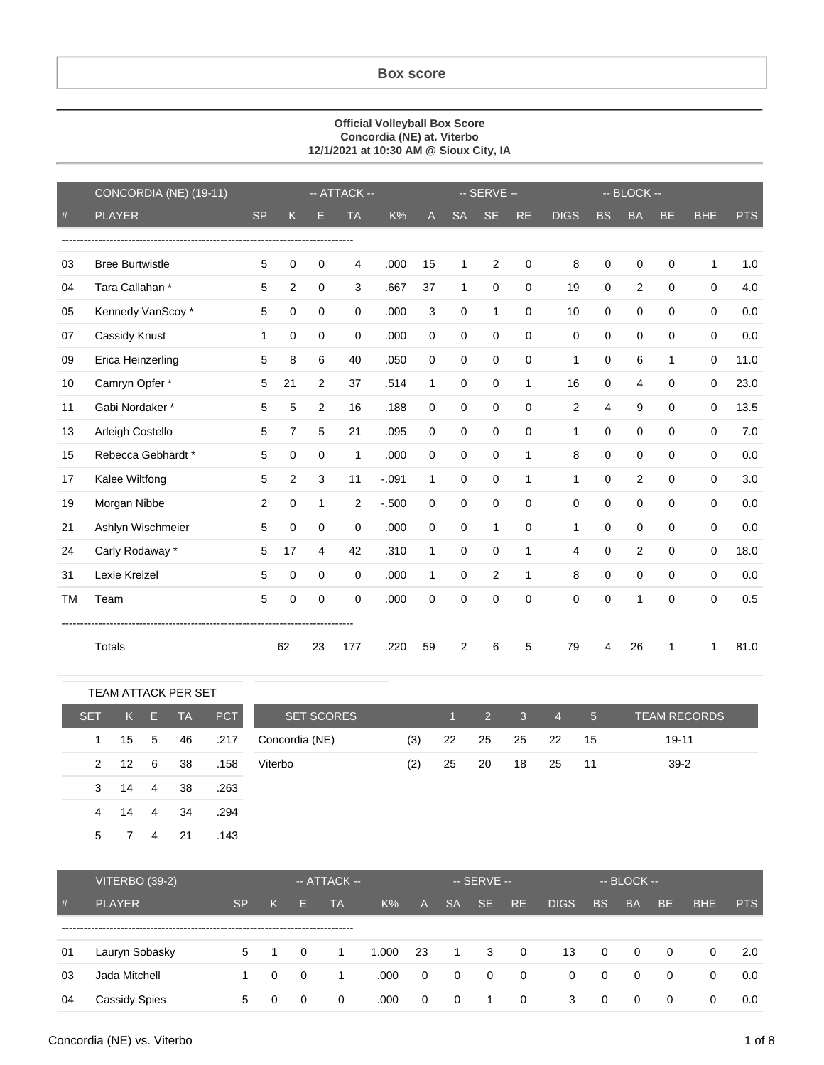## Box score

**Official Volleyball Box Score**
**Concordia (NE) at. Viterbo**
**12/1/2021 at 10:30 AM @ Sioux City, IA**

| | CONCORDIA (NE) (19-11) | | -- ATTACK -- | | | | | -- SERVE -- | | | | -- BLOCK -- | | | | |
|---|---|---|---|---|---|---|---|---|---|---|---|---|---|---|---|---|
| # | PLAYER | SP | K | E | TA | K% | A | SA | SE | RE | DIGS | BS | BA | BE | BHE | PTS |
| 03 | Bree Burtwistle | 5 | 0 | 0 | 4 | .000 | 15 | 1 | 2 | 0 | 8 | 0 | 0 | 0 | 1 | 1.0 |
| 04 | Tara Callahan * | 5 | 2 | 0 | 3 | .667 | 37 | 1 | 0 | 0 | 19 | 0 | 2 | 0 | 0 | 4.0 |
| 05 | Kennedy VanScoy * | 5 | 0 | 0 | 0 | .000 | 3 | 0 | 1 | 0 | 10 | 0 | 0 | 0 | 0 | 0.0 |
| 07 | Cassidy Knust | 1 | 0 | 0 | 0 | .000 | 0 | 0 | 0 | 0 | 0 | 0 | 0 | 0 | 0 | 0.0 |
| 09 | Erica Heinzerling | 5 | 8 | 6 | 40 | .050 | 0 | 0 | 0 | 0 | 1 | 0 | 6 | 1 | 0 | 11.0 |
| 10 | Camryn Opfer * | 5 | 21 | 2 | 37 | .514 | 1 | 0 | 0 | 1 | 16 | 0 | 4 | 0 | 0 | 23.0 |
| 11 | Gabi Nordaker * | 5 | 5 | 2 | 16 | .188 | 0 | 0 | 0 | 0 | 2 | 4 | 9 | 0 | 0 | 13.5 |
| 13 | Arleigh Costello | 5 | 7 | 5 | 21 | .095 | 0 | 0 | 0 | 0 | 1 | 0 | 0 | 0 | 0 | 7.0 |
| 15 | Rebecca Gebhardt * | 5 | 0 | 0 | 1 | .000 | 0 | 0 | 0 | 1 | 8 | 0 | 0 | 0 | 0 | 0.0 |
| 17 | Kalee Wiltfong | 5 | 2 | 3 | 11 | -.091 | 1 | 0 | 0 | 1 | 1 | 0 | 2 | 0 | 0 | 3.0 |
| 19 | Morgan Nibbe | 2 | 0 | 1 | 2 | -.500 | 0 | 0 | 0 | 0 | 0 | 0 | 0 | 0 | 0 | 0.0 |
| 21 | Ashlyn Wischmeier | 5 | 0 | 0 | 0 | .000 | 0 | 0 | 1 | 0 | 1 | 0 | 0 | 0 | 0 | 0.0 |
| 24 | Carly Rodaway * | 5 | 17 | 4 | 42 | .310 | 1 | 0 | 0 | 1 | 4 | 0 | 2 | 0 | 0 | 18.0 |
| 31 | Lexie Kreizel | 5 | 0 | 0 | 0 | .000 | 1 | 0 | 2 | 1 | 8 | 0 | 0 | 0 | 0 | 0.0 |
| TM | Team | 5 | 0 | 0 | 0 | .000 | 0 | 0 | 0 | 0 | 0 | 0 | 1 | 0 | 0 | 0.5 |
| | Totals | | 62 | 23 | 177 | .220 | 59 | 2 | 6 | 5 | 79 | 4 | 26 | 1 | 1 | 81.0 |

TEAM ATTACK PER SET

| SET | K | E | TA | PCT |
|---|---|---|---|---|
| 1 | 15 | 5 | 46 | .217 |
| 2 | 12 | 6 | 38 | .158 |
| 3 | 14 | 4 | 38 | .263 |
| 4 | 14 | 4 | 34 | .294 |
| 5 | 7 | 4 | 21 | .143 |

| SET SCORES | | 1 | 2 | 3 | 4 | 5 | TEAM RECORDS |
|---|---|---|---|---|---|---|---|
| Concordia (NE) | (3) | 22 | 25 | 25 | 22 | 15 | 19-11 |
| Viterbo | (2) | 25 | 20 | 18 | 25 | 11 | 39-2 |

| | VITERBO (39-2) | | -- ATTACK -- | | | | | -- SERVE -- | | | | -- BLOCK -- | | | | |
|---|---|---|---|---|---|---|---|---|---|---|---|---|---|---|---|---|
| # | PLAYER | SP | K | E | TA | K% | A | SA | SE | RE | DIGS | BS | BA | BE | BHE | PTS |
| 01 | Lauryn Sobasky | 5 | 1 | 0 | 1 | 1.000 | 23 | 1 | 3 | 0 | 13 | 0 | 0 | 0 | 0 | 2.0 |
| 03 | Jada Mitchell | 1 | 0 | 0 | 1 | .000 | 0 | 0 | 0 | 0 | 0 | 0 | 0 | 0 | 0 | 0.0 |
| 04 | Cassidy Spies | 5 | 0 | 0 | 0 | .000 | 0 | 0 | 1 | 0 | 3 | 0 | 0 | 0 | 0 | 0.0 |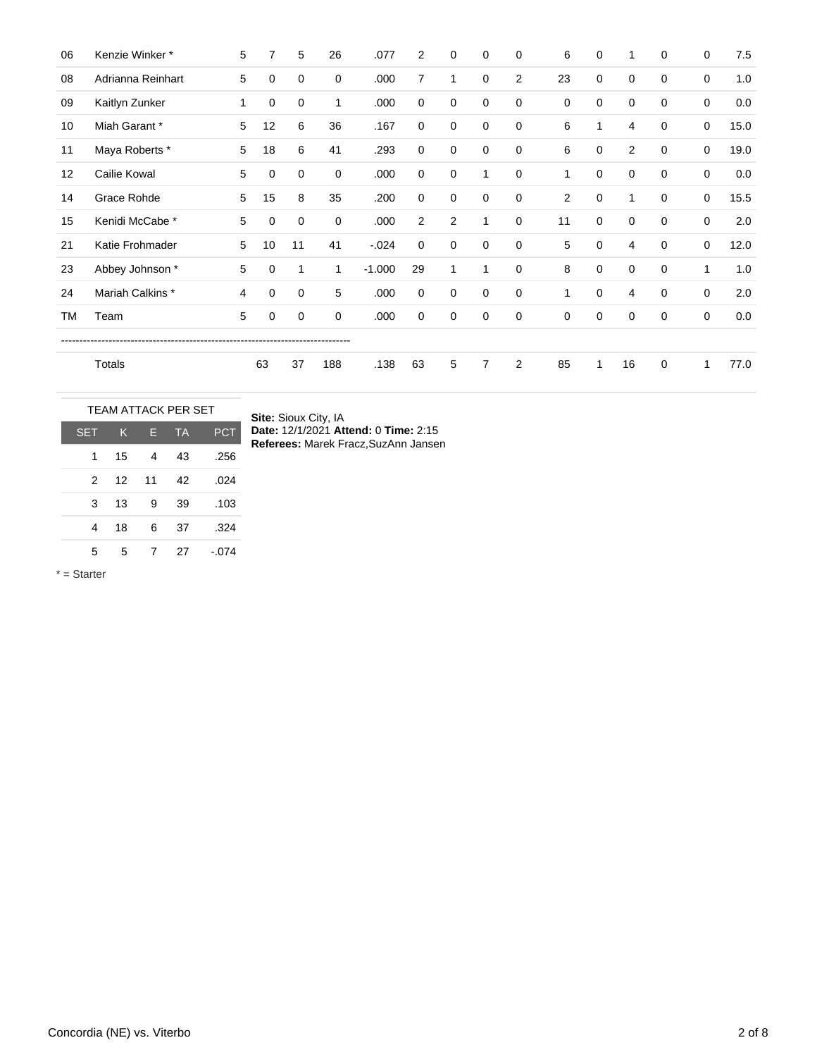| ## | Player | S | K | E | TA | PCT | AST | SA | SE | RE | DIG | BS | BA | BE | BHE | PTS |
|---|---|---|---|---|---|---|---|---|---|---|---|---|---|---|---|---|
| 06 | Kenzie Winker * | 5 | 7 | 5 | 26 | .077 | 2 | 0 | 0 | 0 | 6 | 0 | 1 | 0 | 0 | 7.5 |
| 08 | Adrianna Reinhart | 5 | 0 | 0 | 0 | .000 | 7 | 1 | 0 | 2 | 23 | 0 | 0 | 0 | 0 | 1.0 |
| 09 | Kaitlyn Zunker | 1 | 0 | 0 | 1 | .000 | 0 | 0 | 0 | 0 | 0 | 0 | 0 | 0 | 0 | 0.0 |
| 10 | Miah Garant * | 5 | 12 | 6 | 36 | .167 | 0 | 0 | 0 | 0 | 6 | 1 | 4 | 0 | 0 | 15.0 |
| 11 | Maya Roberts * | 5 | 18 | 6 | 41 | .293 | 0 | 0 | 0 | 0 | 6 | 0 | 2 | 0 | 0 | 19.0 |
| 12 | Cailie Kowal | 5 | 0 | 0 | 0 | .000 | 0 | 0 | 1 | 0 | 1 | 0 | 0 | 0 | 0 | 0.0 |
| 14 | Grace Rohde | 5 | 15 | 8 | 35 | .200 | 0 | 0 | 0 | 0 | 2 | 0 | 1 | 0 | 0 | 15.5 |
| 15 | Kenidi McCabe * | 5 | 0 | 0 | 0 | .000 | 2 | 2 | 1 | 0 | 11 | 0 | 0 | 0 | 0 | 2.0 |
| 21 | Katie Frohmader | 5 | 10 | 11 | 41 | -.024 | 0 | 0 | 0 | 0 | 5 | 0 | 4 | 0 | 0 | 12.0 |
| 23 | Abbey Johnson * | 5 | 0 | 1 | 1 | -1.000 | 29 | 1 | 1 | 0 | 8 | 0 | 0 | 0 | 1 | 1.0 |
| 24 | Mariah Calkins * | 4 | 0 | 0 | 5 | .000 | 0 | 0 | 0 | 0 | 1 | 0 | 4 | 0 | 0 | 2.0 |
| TM | Team | 5 | 0 | 0 | 0 | .000 | 0 | 0 | 0 | 0 | 0 | 0 | 0 | 0 | 0 | 0.0 |
| | Totals | | 63 | 37 | 188 | .138 | 63 | 5 | 7 | 2 | 85 | 1 | 16 | 0 | 1 | 77.0 |

TEAM ATTACK PER SET

| SET | K | E | TA | PCT |
|---|---|---|---|---|
| 1 | 15 | 4 | 43 | .256 |
| 2 | 12 | 11 | 42 | .024 |
| 3 | 13 | 9 | 39 | .103 |
| 4 | 18 | 6 | 37 | .324 |
| 5 | 5 | 7 | 27 | -.074 |

**Site:** Sioux City, IA
**Date:** 12/1/2021 **Attend:** 0 **Time:** 2:15
**Referees:** Marek Fracz,SuzAnn Jansen

* = Starter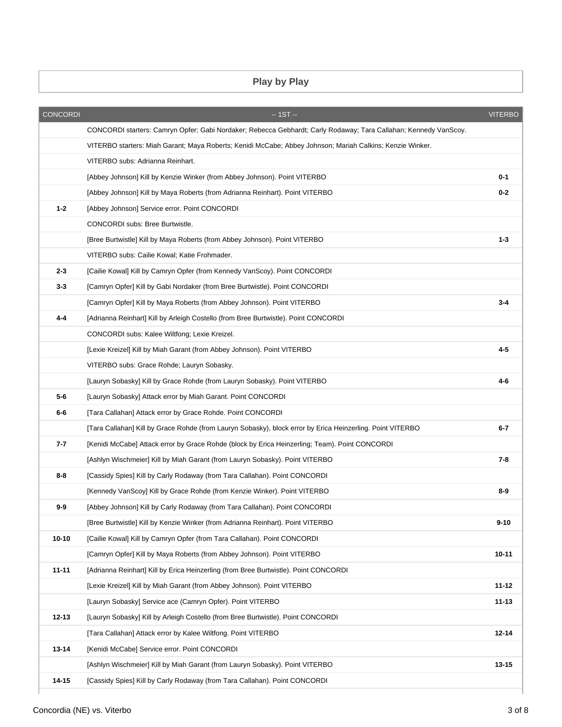## Play by Play

| CONCORDI | -- 1ST -- | VITERBO |
|---|---|---|
| | CONCORDI starters: Camryn Opfer; Gabi Nordaker; Rebecca Gebhardt; Carly Rodaway; Tara Callahan; Kennedy VanScoy. | |
| | VITERBO starters: Miah Garant; Maya Roberts; Kenidi McCabe; Abbey Johnson; Mariah Calkins; Kenzie Winker. | |
| | VITERBO subs: Adrianna Reinhart. | |
| | [Abbey Johnson] Kill by Kenzie Winker (from Abbey Johnson). Point VITERBO | **0-1** |
| | [Abbey Johnson] Kill by Maya Roberts (from Adrianna Reinhart). Point VITERBO | **0-2** |
| **1-2** | [Abbey Johnson] Service error. Point CONCORDI | |
| | CONCORDI subs: Bree Burtwistle. | |
| | [Bree Burtwistle] Kill by Maya Roberts (from Abbey Johnson). Point VITERBO | **1-3** |
| | VITERBO subs: Cailie Kowal; Katie Frohmader. | |
| **2-3** | [Cailie Kowal] Kill by Camryn Opfer (from Kennedy VanScoy). Point CONCORDI | |
| **3-3** | [Camryn Opfer] Kill by Gabi Nordaker (from Bree Burtwistle). Point CONCORDI | |
| | [Camryn Opfer] Kill by Maya Roberts (from Abbey Johnson). Point VITERBO | **3-4** |
| **4-4** | [Adrianna Reinhart] Kill by Arleigh Costello (from Bree Burtwistle). Point CONCORDI | |
| | CONCORDI subs: Kalee Wiltfong; Lexie Kreizel. | |
| | [Lexie Kreizel] Kill by Miah Garant (from Abbey Johnson). Point VITERBO | **4-5** |
| | VITERBO subs: Grace Rohde; Lauryn Sobasky. | |
| | [Lauryn Sobasky] Kill by Grace Rohde (from Lauryn Sobasky). Point VITERBO | **4-6** |
| **5-6** | [Lauryn Sobasky] Attack error by Miah Garant. Point CONCORDI | |
| **6-6** | [Tara Callahan] Attack error by Grace Rohde. Point CONCORDI | |
| | [Tara Callahan] Kill by Grace Rohde (from Lauryn Sobasky), block error by Erica Heinzerling. Point VITERBO | **6-7** |
| **7-7** | [Kenidi McCabe] Attack error by Grace Rohde (block by Erica Heinzerling; Team). Point CONCORDI | |
| | [Ashlyn Wischmeier] Kill by Miah Garant (from Lauryn Sobasky). Point VITERBO | **7-8** |
| **8-8** | [Cassidy Spies] Kill by Carly Rodaway (from Tara Callahan). Point CONCORDI | |
| | [Kennedy VanScoy] Kill by Grace Rohde (from Kenzie Winker). Point VITERBO | **8-9** |
| **9-9** | [Abbey Johnson] Kill by Carly Rodaway (from Tara Callahan). Point CONCORDI | |
| | [Bree Burtwistle] Kill by Kenzie Winker (from Adrianna Reinhart). Point VITERBO | **9-10** |
| **10-10** | [Cailie Kowal] Kill by Camryn Opfer (from Tara Callahan). Point CONCORDI | |
| | [Camryn Opfer] Kill by Maya Roberts (from Abbey Johnson). Point VITERBO | **10-11** |
| **11-11** | [Adrianna Reinhart] Kill by Erica Heinzerling (from Bree Burtwistle). Point CONCORDI | |
| | [Lexie Kreizel] Kill by Miah Garant (from Abbey Johnson). Point VITERBO | **11-12** |
| | [Lauryn Sobasky] Service ace (Camryn Opfer). Point VITERBO | **11-13** |
| **12-13** | [Lauryn Sobasky] Kill by Arleigh Costello (from Bree Burtwistle). Point CONCORDI | |
| | [Tara Callahan] Attack error by Kalee Wiltfong. Point VITERBO | **12-14** |
| **13-14** | [Kenidi McCabe] Service error. Point CONCORDI | |
| | [Ashlyn Wischmeier] Kill by Miah Garant (from Lauryn Sobasky). Point VITERBO | **13-15** |
| **14-15** | [Cassidy Spies] Kill by Carly Rodaway (from Tara Callahan). Point CONCORDI | |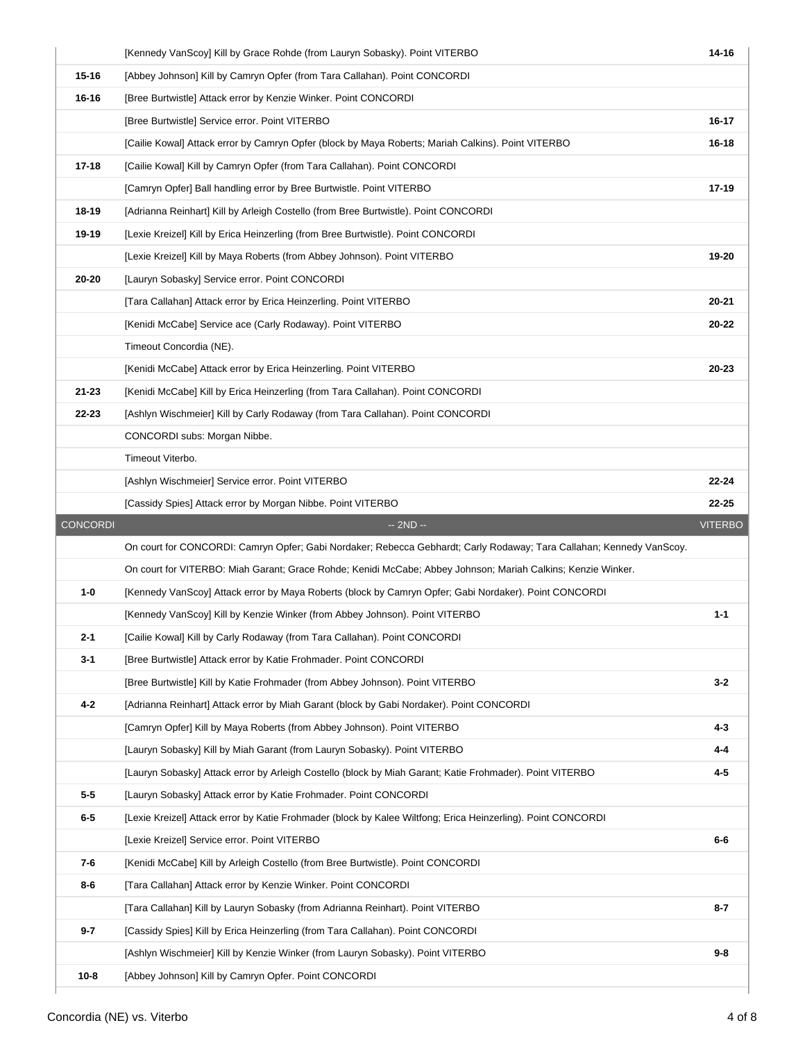| CONCORDI | | VITERBO |
|---|---|---|
| | [Kennedy VanScoy] Kill by Grace Rohde (from Lauryn Sobasky). Point VITERBO | 14-16 |
| 15-16 | [Abbey Johnson] Kill by Camryn Opfer (from Tara Callahan). Point CONCORDI | |
| 16-16 | [Bree Burtwistle] Attack error by Kenzie Winker. Point CONCORDI | |
| | [Bree Burtwistle] Service error. Point VITERBO | 16-17 |
| | [Cailie Kowal] Attack error by Camryn Opfer (block by Maya Roberts; Mariah Calkins). Point VITERBO | 16-18 |
| 17-18 | [Cailie Kowal] Kill by Camryn Opfer (from Tara Callahan). Point CONCORDI | |
| | [Camryn Opfer] Ball handling error by Bree Burtwistle. Point VITERBO | 17-19 |
| 18-19 | [Adrianna Reinhart] Kill by Arleigh Costello (from Bree Burtwistle). Point CONCORDI | |
| 19-19 | [Lexie Kreizel] Kill by Erica Heinzerling (from Bree Burtwistle). Point CONCORDI | |
| | [Lexie Kreizel] Kill by Maya Roberts (from Abbey Johnson). Point VITERBO | 19-20 |
| 20-20 | [Lauryn Sobasky] Service error. Point CONCORDI | |
| | [Tara Callahan] Attack error by Erica Heinzerling. Point VITERBO | 20-21 |
| | [Kenidi McCabe] Service ace (Carly Rodaway). Point VITERBO | 20-22 |
| | Timeout Concordia (NE). | |
| | [Kenidi McCabe] Attack error by Erica Heinzerling. Point VITERBO | 20-23 |
| 21-23 | [Kenidi McCabe] Kill by Erica Heinzerling (from Tara Callahan). Point CONCORDI | |
| 22-23 | [Ashlyn Wischmeier] Kill by Carly Rodaway (from Tara Callahan). Point CONCORDI | |
| | CONCORDI subs: Morgan Nibbe. | |
| | Timeout Viterbo. | |
| | [Ashlyn Wischmeier] Service error. Point VITERBO | 22-24 |
| | [Cassidy Spies] Attack error by Morgan Nibbe. Point VITERBO | 22-25 |
| CONCORDI | -- 2ND -- | VITERBO |
| | On court for CONCORDI: Camryn Opfer; Gabi Nordaker; Rebecca Gebhardt; Carly Rodaway; Tara Callahan; Kennedy VanScoy. | |
| | On court for VITERBO: Miah Garant; Grace Rohde; Kenidi McCabe; Abbey Johnson; Mariah Calkins; Kenzie Winker. | |
| 1-0 | [Kennedy VanScoy] Attack error by Maya Roberts (block by Camryn Opfer; Gabi Nordaker). Point CONCORDI | |
| | [Kennedy VanScoy] Kill by Kenzie Winker (from Abbey Johnson). Point VITERBO | 1-1 |
| 2-1 | [Cailie Kowal] Kill by Carly Rodaway (from Tara Callahan). Point CONCORDI | |
| 3-1 | [Bree Burtwistle] Attack error by Katie Frohmader. Point CONCORDI | |
| | [Bree Burtwistle] Kill by Katie Frohmader (from Abbey Johnson). Point VITERBO | 3-2 |
| 4-2 | [Adrianna Reinhart] Attack error by Miah Garant (block by Gabi Nordaker). Point CONCORDI | |
| | [Camryn Opfer] Kill by Maya Roberts (from Abbey Johnson). Point VITERBO | 4-3 |
| | [Lauryn Sobasky] Kill by Miah Garant (from Lauryn Sobasky). Point VITERBO | 4-4 |
| | [Lauryn Sobasky] Attack error by Arleigh Costello (block by Miah Garant; Katie Frohmader). Point VITERBO | 4-5 |
| 5-5 | [Lauryn Sobasky] Attack error by Katie Frohmader. Point CONCORDI | |
| 6-5 | [Lexie Kreizel] Attack error by Katie Frohmader (block by Kalee Wiltfong; Erica Heinzerling). Point CONCORDI | |
| | [Lexie Kreizel] Service error. Point VITERBO | 6-6 |
| 7-6 | [Kenidi McCabe] Kill by Arleigh Costello (from Bree Burtwistle). Point CONCORDI | |
| 8-6 | [Tara Callahan] Attack error by Kenzie Winker. Point CONCORDI | |
| | [Tara Callahan] Kill by Lauryn Sobasky (from Adrianna Reinhart). Point VITERBO | 8-7 |
| 9-7 | [Cassidy Spies] Kill by Erica Heinzerling (from Tara Callahan). Point CONCORDI | |
| | [Ashlyn Wischmeier] Kill by Kenzie Winker (from Lauryn Sobasky). Point VITERBO | 9-8 |
| 10-8 | [Abbey Johnson] Kill by Camryn Opfer. Point CONCORDI | |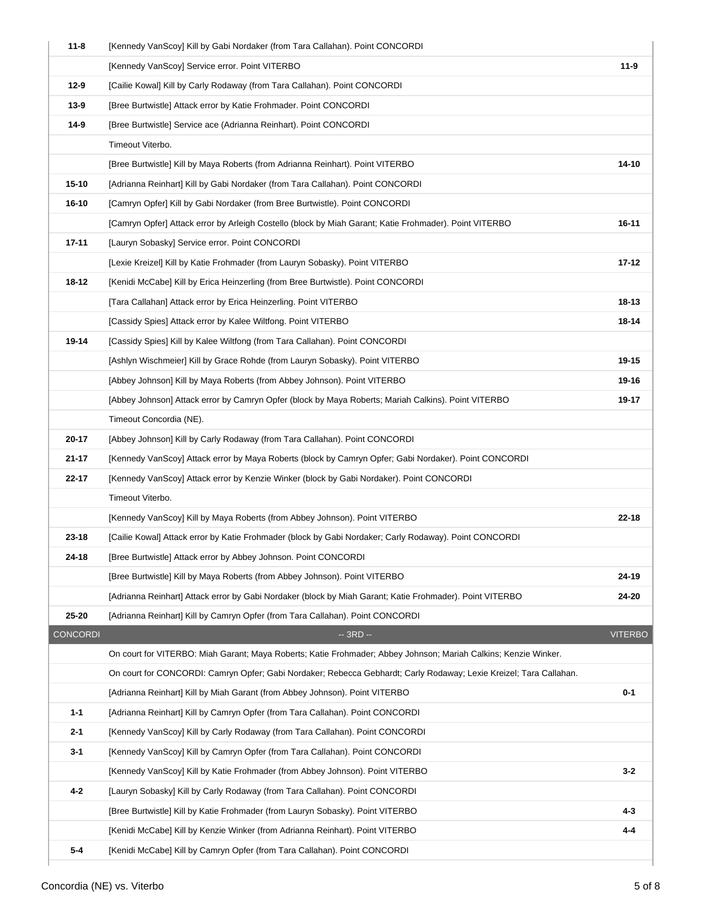| | | |
|---|---|---|
| 11-8 | [Kennedy VanScoy] Kill by Gabi Nordaker (from Tara Callahan). Point CONCORDI | |
| | [Kennedy VanScoy] Service error. Point VITERBO | 11-9 |
| 12-9 | [Cailie Kowal] Kill by Carly Rodaway (from Tara Callahan). Point CONCORDI | |
| 13-9 | [Bree Burtwistle] Attack error by Katie Frohmader. Point CONCORDI | |
| 14-9 | [Bree Burtwistle] Service ace (Adrianna Reinhart). Point CONCORDI | |
| | Timeout Viterbo. | |
| | [Bree Burtwistle] Kill by Maya Roberts (from Adrianna Reinhart). Point VITERBO | 14-10 |
| 15-10 | [Adrianna Reinhart] Kill by Gabi Nordaker (from Tara Callahan). Point CONCORDI | |
| 16-10 | [Camryn Opfer] Kill by Gabi Nordaker (from Bree Burtwistle). Point CONCORDI | |
| | [Camryn Opfer] Attack error by Arleigh Costello (block by Miah Garant; Katie Frohmader). Point VITERBO | 16-11 |
| 17-11 | [Lauryn Sobasky] Service error. Point CONCORDI | |
| | [Lexie Kreizel] Kill by Katie Frohmader (from Lauryn Sobasky). Point VITERBO | 17-12 |
| 18-12 | [Kenidi McCabe] Kill by Erica Heinzerling (from Bree Burtwistle). Point CONCORDI | |
| | [Tara Callahan] Attack error by Erica Heinzerling. Point VITERBO | 18-13 |
| | [Cassidy Spies] Attack error by Kalee Wiltfong. Point VITERBO | 18-14 |
| 19-14 | [Cassidy Spies] Kill by Kalee Wiltfong (from Tara Callahan). Point CONCORDI | |
| | [Ashlyn Wischmeier] Kill by Grace Rohde (from Lauryn Sobasky). Point VITERBO | 19-15 |
| | [Abbey Johnson] Kill by Maya Roberts (from Abbey Johnson). Point VITERBO | 19-16 |
| | [Abbey Johnson] Attack error by Camryn Opfer (block by Maya Roberts; Mariah Calkins). Point VITERBO | 19-17 |
| | Timeout Concordia (NE). | |
| 20-17 | [Abbey Johnson] Kill by Carly Rodaway (from Tara Callahan). Point CONCORDI | |
| 21-17 | [Kennedy VanScoy] Attack error by Maya Roberts (block by Camryn Opfer; Gabi Nordaker). Point CONCORDI | |
| 22-17 | [Kennedy VanScoy] Attack error by Kenzie Winker (block by Gabi Nordaker). Point CONCORDI | |
| | Timeout Viterbo. | |
| | [Kennedy VanScoy] Kill by Maya Roberts (from Abbey Johnson). Point VITERBO | 22-18 |
| 23-18 | [Cailie Kowal] Attack error by Katie Frohmader (block by Gabi Nordaker; Carly Rodaway). Point CONCORDI | |
| 24-18 | [Bree Burtwistle] Attack error by Abbey Johnson. Point CONCORDI | |
| | [Bree Burtwistle] Kill by Maya Roberts (from Abbey Johnson). Point VITERBO | 24-19 |
| | [Adrianna Reinhart] Attack error by Gabi Nordaker (block by Miah Garant; Katie Frohmader). Point VITERBO | 24-20 |
| 25-20 | [Adrianna Reinhart] Kill by Camryn Opfer (from Tara Callahan). Point CONCORDI | |
| CONCORDI | -- 3RD -- | VITERBO |
| | On court for VITERBO: Miah Garant; Maya Roberts; Katie Frohmader; Abbey Johnson; Mariah Calkins; Kenzie Winker. | |
| | On court for CONCORDI: Camryn Opfer; Gabi Nordaker; Rebecca Gebhardt; Carly Rodaway; Lexie Kreizel; Tara Callahan. | |
| | [Adrianna Reinhart] Kill by Miah Garant (from Abbey Johnson). Point VITERBO | 0-1 |
| 1-1 | [Adrianna Reinhart] Kill by Camryn Opfer (from Tara Callahan). Point CONCORDI | |
| 2-1 | [Kennedy VanScoy] Kill by Carly Rodaway (from Tara Callahan). Point CONCORDI | |
| 3-1 | [Kennedy VanScoy] Kill by Camryn Opfer (from Tara Callahan). Point CONCORDI | |
| | [Kennedy VanScoy] Kill by Katie Frohmader (from Abbey Johnson). Point VITERBO | 3-2 |
| 4-2 | [Lauryn Sobasky] Kill by Carly Rodaway (from Tara Callahan). Point CONCORDI | |
| | [Bree Burtwistle] Kill by Katie Frohmader (from Lauryn Sobasky). Point VITERBO | 4-3 |
| | [Kenidi McCabe] Kill by Kenzie Winker (from Adrianna Reinhart). Point VITERBO | 4-4 |
| 5-4 | [Kenidi McCabe] Kill by Camryn Opfer (from Tara Callahan). Point CONCORDI | |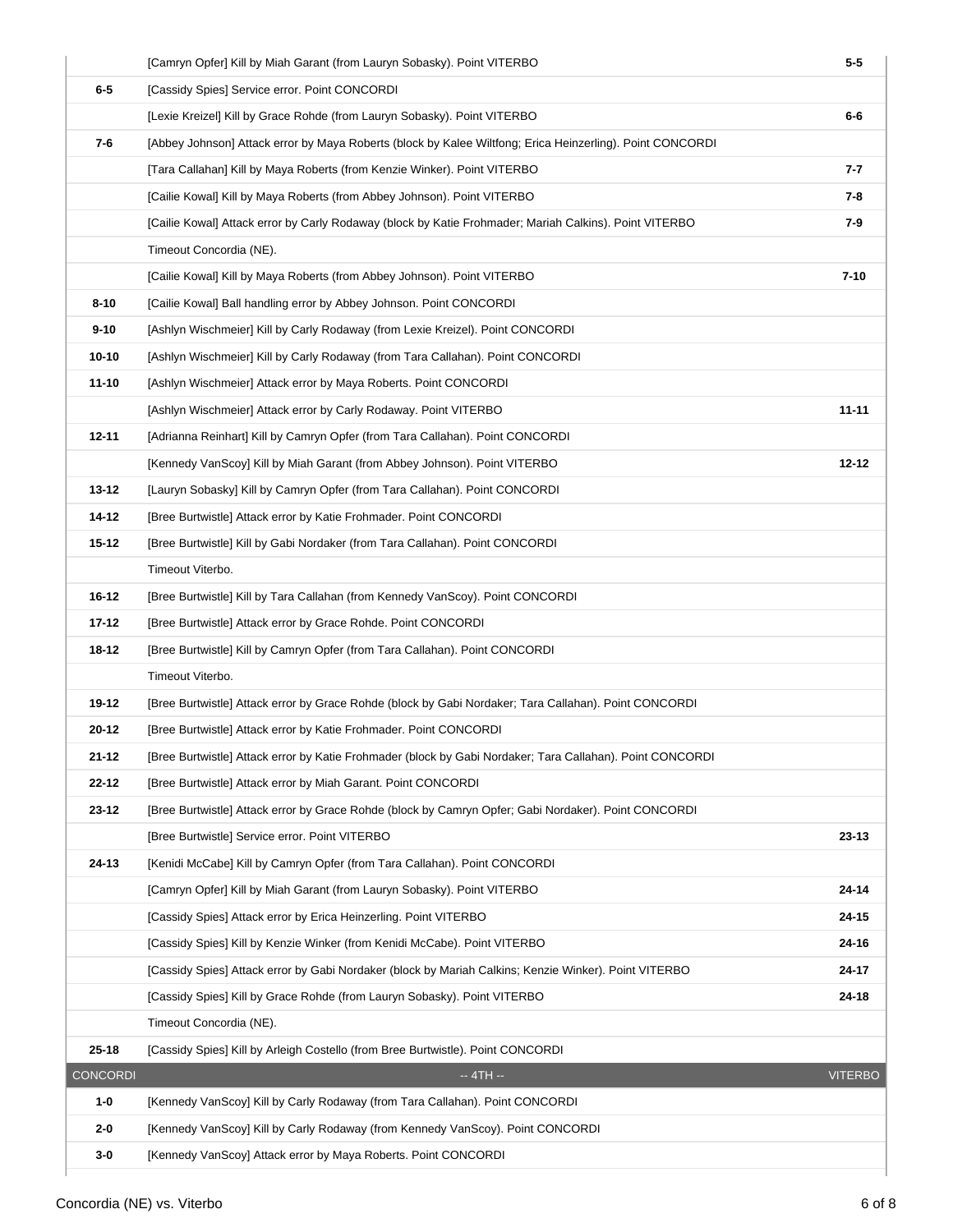| | | |
|---|---|---|
| | [Camryn Opfer] Kill by Miah Garant (from Lauryn Sobasky). Point VITERBO | 5-5 |
| 6-5 | [Cassidy Spies] Service error. Point CONCORDI | |
| | [Lexie Kreizel] Kill by Grace Rohde (from Lauryn Sobasky). Point VITERBO | 6-6 |
| 7-6 | [Abbey Johnson] Attack error by Maya Roberts (block by Kalee Wiltfong; Erica Heinzerling). Point CONCORDI | |
| | [Tara Callahan] Kill by Maya Roberts (from Kenzie Winker). Point VITERBO | 7-7 |
| | [Cailie Kowal] Kill by Maya Roberts (from Abbey Johnson). Point VITERBO | 7-8 |
| | [Cailie Kowal] Attack error by Carly Rodaway (block by Katie Frohmader; Mariah Calkins). Point VITERBO | 7-9 |
| | Timeout Concordia (NE). | |
| | [Cailie Kowal] Kill by Maya Roberts (from Abbey Johnson). Point VITERBO | 7-10 |
| 8-10 | [Cailie Kowal] Ball handling error by Abbey Johnson. Point CONCORDI | |
| 9-10 | [Ashlyn Wischmeier] Kill by Carly Rodaway (from Lexie Kreizel). Point CONCORDI | |
| 10-10 | [Ashlyn Wischmeier] Kill by Carly Rodaway (from Tara Callahan). Point CONCORDI | |
| 11-10 | [Ashlyn Wischmeier] Attack error by Maya Roberts. Point CONCORDI | |
| | [Ashlyn Wischmeier] Attack error by Carly Rodaway. Point VITERBO | 11-11 |
| 12-11 | [Adrianna Reinhart] Kill by Camryn Opfer (from Tara Callahan). Point CONCORDI | |
| | [Kennedy VanScoy] Kill by Miah Garant (from Abbey Johnson). Point VITERBO | 12-12 |
| 13-12 | [Lauryn Sobasky] Kill by Camryn Opfer (from Tara Callahan). Point CONCORDI | |
| 14-12 | [Bree Burtwistle] Attack error by Katie Frohmader. Point CONCORDI | |
| 15-12 | [Bree Burtwistle] Kill by Gabi Nordaker (from Tara Callahan). Point CONCORDI | |
| | Timeout Viterbo. | |
| 16-12 | [Bree Burtwistle] Kill by Tara Callahan (from Kennedy VanScoy). Point CONCORDI | |
| 17-12 | [Bree Burtwistle] Attack error by Grace Rohde. Point CONCORDI | |
| 18-12 | [Bree Burtwistle] Kill by Camryn Opfer (from Tara Callahan). Point CONCORDI | |
| | Timeout Viterbo. | |
| 19-12 | [Bree Burtwistle] Attack error by Grace Rohde (block by Gabi Nordaker; Tara Callahan). Point CONCORDI | |
| 20-12 | [Bree Burtwistle] Attack error by Katie Frohmader. Point CONCORDI | |
| 21-12 | [Bree Burtwistle] Attack error by Katie Frohmader (block by Gabi Nordaker; Tara Callahan). Point CONCORDI | |
| 22-12 | [Bree Burtwistle] Attack error by Miah Garant. Point CONCORDI | |
| 23-12 | [Bree Burtwistle] Attack error by Grace Rohde (block by Camryn Opfer; Gabi Nordaker). Point CONCORDI | |
| | [Bree Burtwistle] Service error. Point VITERBO | 23-13 |
| 24-13 | [Kenidi McCabe] Kill by Camryn Opfer (from Tara Callahan). Point CONCORDI | |
| | [Camryn Opfer] Kill by Miah Garant (from Lauryn Sobasky). Point VITERBO | 24-14 |
| | [Cassidy Spies] Attack error by Erica Heinzerling. Point VITERBO | 24-15 |
| | [Cassidy Spies] Kill by Kenzie Winker (from Kenidi McCabe). Point VITERBO | 24-16 |
| | [Cassidy Spies] Attack error by Gabi Nordaker (block by Mariah Calkins; Kenzie Winker). Point VITERBO | 24-17 |
| | [Cassidy Spies] Kill by Grace Rohde (from Lauryn Sobasky). Point VITERBO | 24-18 |
| | Timeout Concordia (NE). | |
| 25-18 | [Cassidy Spies] Kill by Arleigh Costello (from Bree Burtwistle). Point CONCORDI | |
| CONCORDI | -- 4TH -- | VITERBO |
| 1-0 | [Kennedy VanScoy] Kill by Carly Rodaway (from Tara Callahan). Point CONCORDI | |
| 2-0 | [Kennedy VanScoy] Kill by Carly Rodaway (from Kennedy VanScoy). Point CONCORDI | |
| 3-0 | [Kennedy VanScoy] Attack error by Maya Roberts. Point CONCORDI | |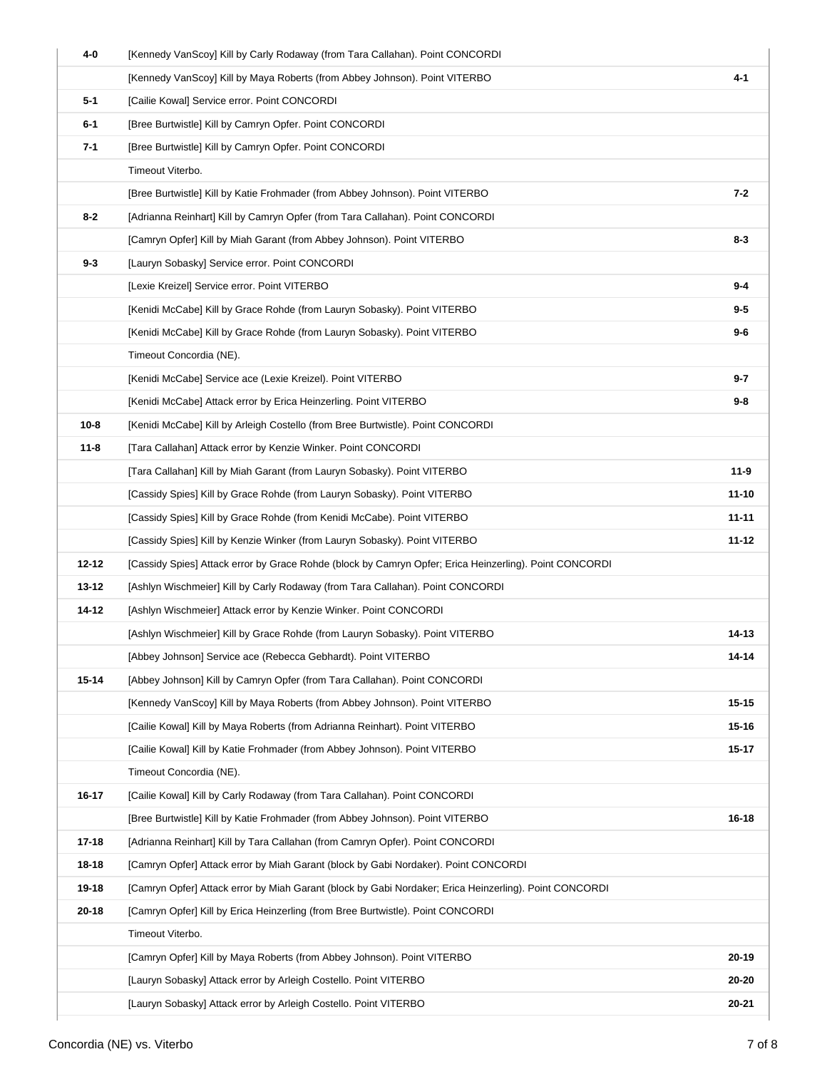| | | |
|---|---|---|
| 4-0 | [Kennedy VanScoy] Kill by Carly Rodaway (from Tara Callahan). Point CONCORDI | |
| | [Kennedy VanScoy] Kill by Maya Roberts (from Abbey Johnson). Point VITERBO | 4-1 |
| 5-1 | [Cailie Kowal] Service error. Point CONCORDI | |
| 6-1 | [Bree Burtwistle] Kill by Camryn Opfer. Point CONCORDI | |
| 7-1 | [Bree Burtwistle] Kill by Camryn Opfer. Point CONCORDI | |
| | Timeout Viterbo. | |
| | [Bree Burtwistle] Kill by Katie Frohmader (from Abbey Johnson). Point VITERBO | 7-2 |
| 8-2 | [Adrianna Reinhart] Kill by Camryn Opfer (from Tara Callahan). Point CONCORDI | |
| | [Camryn Opfer] Kill by Miah Garant (from Abbey Johnson). Point VITERBO | 8-3 |
| 9-3 | [Lauryn Sobasky] Service error. Point CONCORDI | |
| | [Lexie Kreizel] Service error. Point VITERBO | 9-4 |
| | [Kenidi McCabe] Kill by Grace Rohde (from Lauryn Sobasky). Point VITERBO | 9-5 |
| | [Kenidi McCabe] Kill by Grace Rohde (from Lauryn Sobasky). Point VITERBO | 9-6 |
| | Timeout Concordia (NE). | |
| | [Kenidi McCabe] Service ace (Lexie Kreizel). Point VITERBO | 9-7 |
| | [Kenidi McCabe] Attack error by Erica Heinzerling. Point VITERBO | 9-8 |
| 10-8 | [Kenidi McCabe] Kill by Arleigh Costello (from Bree Burtwistle). Point CONCORDI | |
| 11-8 | [Tara Callahan] Attack error by Kenzie Winker. Point CONCORDI | |
| | [Tara Callahan] Kill by Miah Garant (from Lauryn Sobasky). Point VITERBO | 11-9 |
| | [Cassidy Spies] Kill by Grace Rohde (from Lauryn Sobasky). Point VITERBO | 11-10 |
| | [Cassidy Spies] Kill by Grace Rohde (from Kenidi McCabe). Point VITERBO | 11-11 |
| | [Cassidy Spies] Kill by Kenzie Winker (from Lauryn Sobasky). Point VITERBO | 11-12 |
| 12-12 | [Cassidy Spies] Attack error by Grace Rohde (block by Camryn Opfer; Erica Heinzerling). Point CONCORDI | |
| 13-12 | [Ashlyn Wischmeier] Kill by Carly Rodaway (from Tara Callahan). Point CONCORDI | |
| 14-12 | [Ashlyn Wischmeier] Attack error by Kenzie Winker. Point CONCORDI | |
| | [Ashlyn Wischmeier] Kill by Grace Rohde (from Lauryn Sobasky). Point VITERBO | 14-13 |
| | [Abbey Johnson] Service ace (Rebecca Gebhardt). Point VITERBO | 14-14 |
| 15-14 | [Abbey Johnson] Kill by Camryn Opfer (from Tara Callahan). Point CONCORDI | |
| | [Kennedy VanScoy] Kill by Maya Roberts (from Abbey Johnson). Point VITERBO | 15-15 |
| | [Cailie Kowal] Kill by Maya Roberts (from Adrianna Reinhart). Point VITERBO | 15-16 |
| | [Cailie Kowal] Kill by Katie Frohmader (from Abbey Johnson). Point VITERBO | 15-17 |
| | Timeout Concordia (NE). | |
| 16-17 | [Cailie Kowal] Kill by Carly Rodaway (from Tara Callahan). Point CONCORDI | |
| | [Bree Burtwistle] Kill by Katie Frohmader (from Abbey Johnson). Point VITERBO | 16-18 |
| 17-18 | [Adrianna Reinhart] Kill by Tara Callahan (from Camryn Opfer). Point CONCORDI | |
| 18-18 | [Camryn Opfer] Attack error by Miah Garant (block by Gabi Nordaker). Point CONCORDI | |
| 19-18 | [Camryn Opfer] Attack error by Miah Garant (block by Gabi Nordaker; Erica Heinzerling). Point CONCORDI | |
| 20-18 | [Camryn Opfer] Kill by Erica Heinzerling (from Bree Burtwistle). Point CONCORDI | |
| | Timeout Viterbo. | |
| | [Camryn Opfer] Kill by Maya Roberts (from Abbey Johnson). Point VITERBO | 20-19 |
| | [Lauryn Sobasky] Attack error by Arleigh Costello. Point VITERBO | 20-20 |
| | [Lauryn Sobasky] Attack error by Arleigh Costello. Point VITERBO | 20-21 |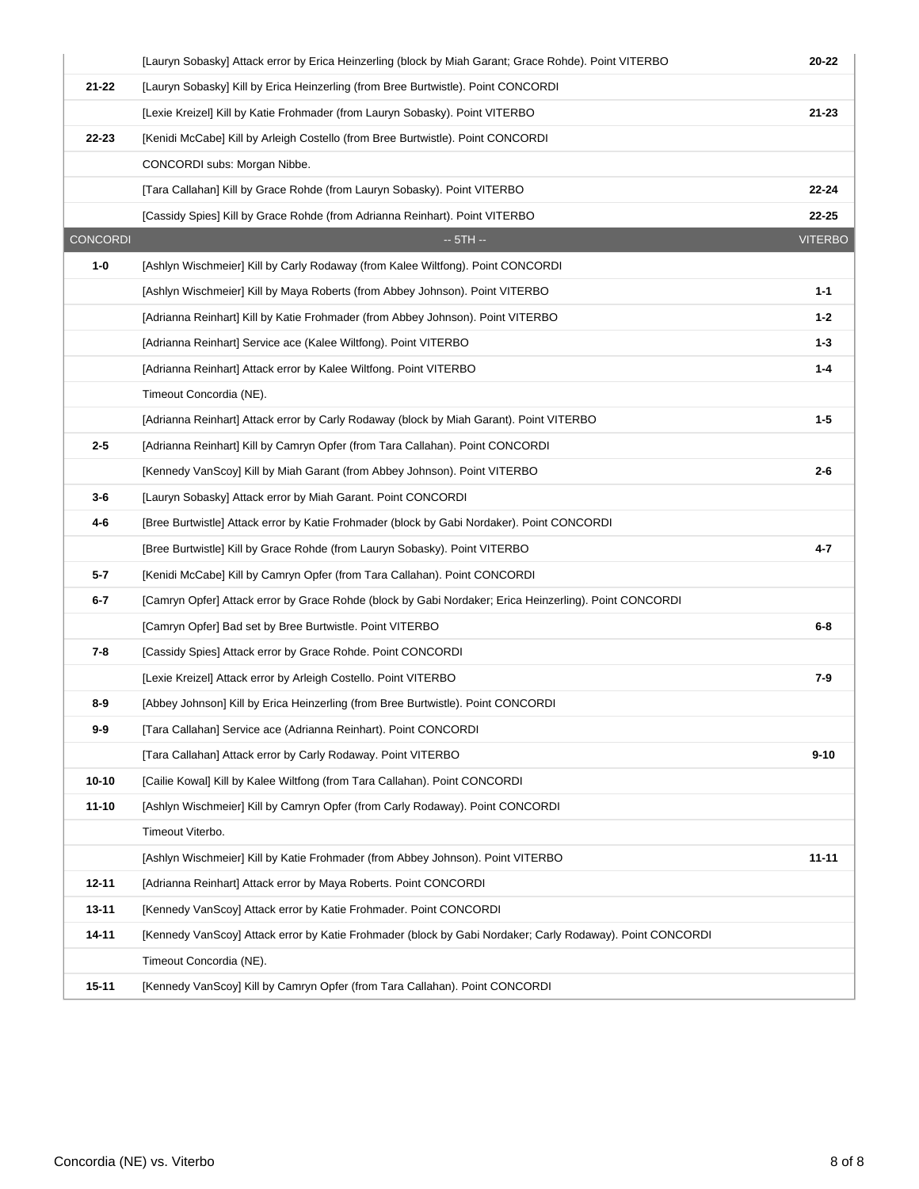| | | |
|---|---|---|
| | [Lauryn Sobasky] Attack error by Erica Heinzerling (block by Miah Garant; Grace Rohde). Point VITERBO | 20-22 |
| 21-22 | [Lauryn Sobasky] Kill by Erica Heinzerling (from Bree Burtwistle). Point CONCORDI | |
| | [Lexie Kreizel] Kill by Katie Frohmader (from Lauryn Sobasky). Point VITERBO | 21-23 |
| 22-23 | [Kenidi McCabe] Kill by Arleigh Costello (from Bree Burtwistle). Point CONCORDI | |
| | CONCORDI subs: Morgan Nibbe. | |
| | [Tara Callahan] Kill by Grace Rohde (from Lauryn Sobasky). Point VITERBO | 22-24 |
| | [Cassidy Spies] Kill by Grace Rohde (from Adrianna Reinhart). Point VITERBO | 22-25 |
| CONCORDI | -- 5TH -- | VITERBO |
| 1-0 | [Ashlyn Wischmeier] Kill by Carly Rodaway (from Kalee Wiltfong). Point CONCORDI | |
| | [Ashlyn Wischmeier] Kill by Maya Roberts (from Abbey Johnson). Point VITERBO | 1-1 |
| | [Adrianna Reinhart] Kill by Katie Frohmader (from Abbey Johnson). Point VITERBO | 1-2 |
| | [Adrianna Reinhart] Service ace (Kalee Wiltfong). Point VITERBO | 1-3 |
| | [Adrianna Reinhart] Attack error by Kalee Wiltfong. Point VITERBO | 1-4 |
| | Timeout Concordia (NE). | |
| | [Adrianna Reinhart] Attack error by Carly Rodaway (block by Miah Garant). Point VITERBO | 1-5 |
| 2-5 | [Adrianna Reinhart] Kill by Camryn Opfer (from Tara Callahan). Point CONCORDI | |
| | [Kennedy VanScoy] Kill by Miah Garant (from Abbey Johnson). Point VITERBO | 2-6 |
| 3-6 | [Lauryn Sobasky] Attack error by Miah Garant. Point CONCORDI | |
| 4-6 | [Bree Burtwistle] Attack error by Katie Frohmader (block by Gabi Nordaker). Point CONCORDI | |
| | [Bree Burtwistle] Kill by Grace Rohde (from Lauryn Sobasky). Point VITERBO | 4-7 |
| 5-7 | [Kenidi McCabe] Kill by Camryn Opfer (from Tara Callahan). Point CONCORDI | |
| 6-7 | [Camryn Opfer] Attack error by Grace Rohde (block by Gabi Nordaker; Erica Heinzerling). Point CONCORDI | |
| | [Camryn Opfer] Bad set by Bree Burtwistle. Point VITERBO | 6-8 |
| 7-8 | [Cassidy Spies] Attack error by Grace Rohde. Point CONCORDI | |
| | [Lexie Kreizel] Attack error by Arleigh Costello. Point VITERBO | 7-9 |
| 8-9 | [Abbey Johnson] Kill by Erica Heinzerling (from Bree Burtwistle). Point CONCORDI | |
| 9-9 | [Tara Callahan] Service ace (Adrianna Reinhart). Point CONCORDI | |
| | [Tara Callahan] Attack error by Carly Rodaway. Point VITERBO | 9-10 |
| 10-10 | [Cailie Kowal] Kill by Kalee Wiltfong (from Tara Callahan). Point CONCORDI | |
| 11-10 | [Ashlyn Wischmeier] Kill by Camryn Opfer (from Carly Rodaway). Point CONCORDI | |
| | Timeout Viterbo. | |
| | [Ashlyn Wischmeier] Kill by Katie Frohmader (from Abbey Johnson). Point VITERBO | 11-11 |
| 12-11 | [Adrianna Reinhart] Attack error by Maya Roberts. Point CONCORDI | |
| 13-11 | [Kennedy VanScoy] Attack error by Katie Frohmader. Point CONCORDI | |
| 14-11 | [Kennedy VanScoy] Attack error by Katie Frohmader (block by Gabi Nordaker; Carly Rodaway). Point CONCORDI | |
| | Timeout Concordia (NE). | |
| 15-11 | [Kennedy VanScoy] Kill by Camryn Opfer (from Tara Callahan). Point CONCORDI | |